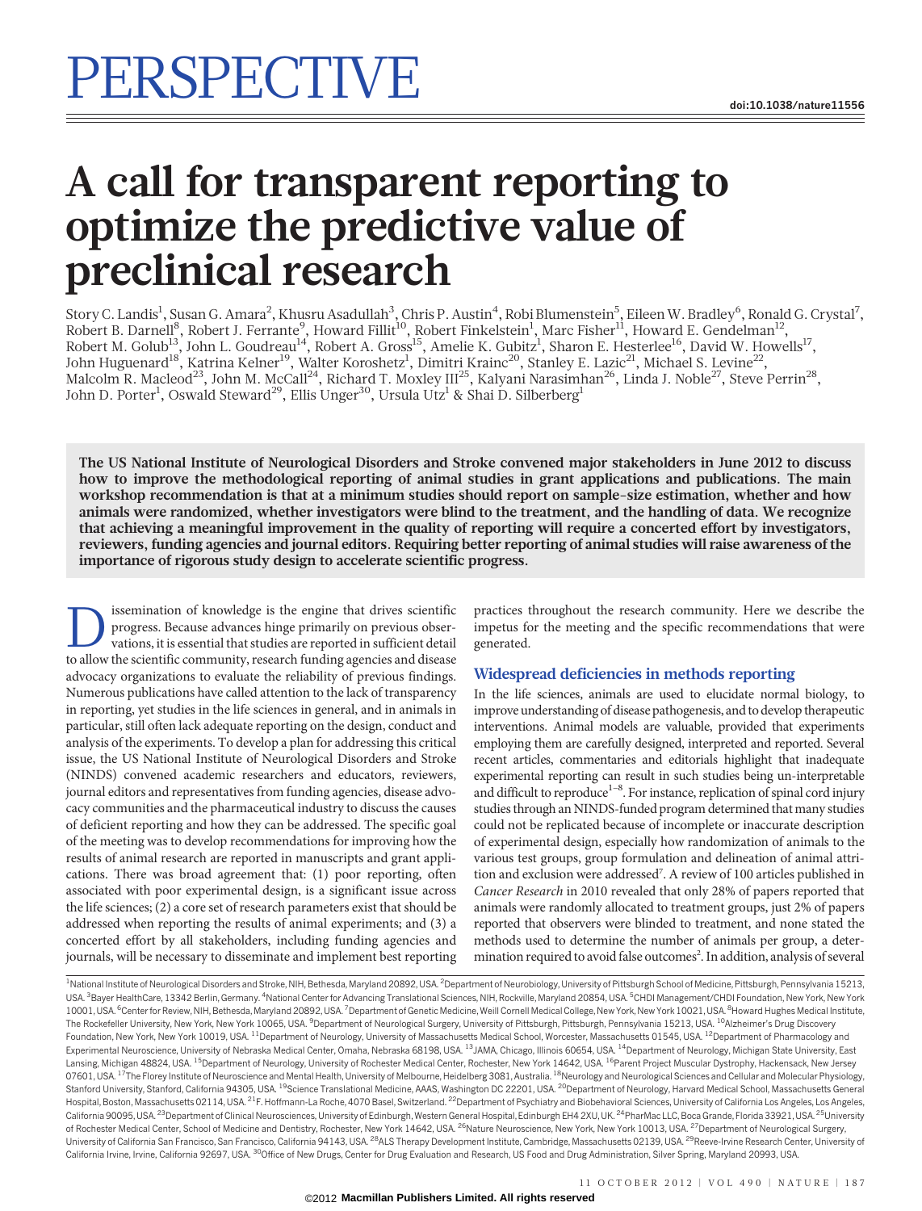# PERSPECTIVE

doi:10.1038/nature11556

# A call for transparent reporting to optimize the predictive value of preclinical research

Story C. Landis[1], Susan G. Amara[2], Khusru Asadullah[3], Chris P. Austin[4], Robi Blumenstein[5], Eileen W. Bradley[6], Ronald G. Crystal[7], Robert B. Darnell[8], Robert J. Ferrante[9], Howard Fillit[10], Robert Finkelstein[1], Marc Fisher[11], Howard E. Gendelman[12], Robert M. Golub[13], John L. Goudreau[14], Robert A. Gross[15], Amelie K. Gubitz[1], Sharon E. Hesterlee[16], David W. Howells[17], John Huguenard[18], Katrina Kelner[19], Walter Koroshetz[1], Dimitri Krainc[20], Stanley E. Lazic[21], Michael S. Levine[22], Malcolm R. Macleod[23], John M. McCall[24], Richard T. Moxley III[25], Kalyani Narasimhan[26], Linda J. Noble[27], Steve Perrin[28], John D. Porter[1], Oswald Steward[29], Ellis Unger[30], Ursula Utz[1] & Shai D. Silberberg[1]

**The US National Institute of Neurological Disorders and Stroke convened major stakeholders in June 2012 to discuss how to improve the methodological reporting of animal studies in grant applications and publications. The main workshop recommendation is that at a minimum studies should report on sample-size estimation, whether and how animals were randomized, whether investigators were blind to the treatment, and the handling of data. We recognize that achieving a meaningful improvement in the quality of reporting will require a concerted effort by investigators, reviewers, funding agencies and journal editors. Requiring better reporting of animal studies will raise awareness of the importance of rigorous study design to accelerate scientific progress.**

Dissemination of knowledge is the engine that drives scientific progress. Because advances hinge primarily on previous observations, it is essential that studies are reported in sufficient detail to allow the scientific community, research funding agencies and disease advocacy organizations to evaluate the reliability of previous findings. Numerous publications have called attention to the lack of transparency in reporting, yet studies in the life sciences in general, and in animals in particular, still often lack adequate reporting on the design, conduct and analysis of the experiments. To develop a plan for addressing this critical issue, the US National Institute of Neurological Disorders and Stroke (NINDS) convened academic researchers and educators, reviewers, journal editors and representatives from funding agencies, disease advocacy communities and the pharmaceutical industry to discuss the causes of deficient reporting and how they can be addressed. The specific goal of the meeting was to develop recommendations for improving how the results of animal research are reported in manuscripts and grant applications. There was broad agreement that: (1) poor reporting, often associated with poor experimental design, is a significant issue across the life sciences; (2) a core set of research parameters exist that should be addressed when reporting the results of animal experiments; and (3) a concerted effort by all stakeholders, including funding agencies and journals, will be necessary to disseminate and implement best reporting practices throughout the research community. Here we describe the impetus for the meeting and the specific recommendations that were generated.

## Widespread deficiencies in methods reporting

In the life sciences, animals are used to elucidate normal biology, to improve understanding of disease pathogenesis, and to develop therapeutic interventions. Animal models are valuable, provided that experiments employing them are carefully designed, interpreted and reported. Several recent articles, commentaries and editorials highlight that inadequate experimental reporting can result in such studies being un-interpretable and difficult to reproduce[1–8]. For instance, replication of spinal cord injury studies through an NINDS-funded program determined that many studies could not be replicated because of incomplete or inaccurate description of experimental design, especially how randomization of animals to the various test groups, group formulation and delineation of animal attrition and exclusion were addressed[7]. A review of 100 articles published in *Cancer Research* in 2010 revealed that only 28% of papers reported that animals were randomly allocated to treatment groups, just 2% of papers reported that observers were blinded to treatment, and none stated the methods used to determine the number of animals per group, a determination required to avoid false outcomes[2]. In addition, analysis of several

[1]National Institute of Neurological Disorders and Stroke, NIH, Bethesda, Maryland 20892, USA. [2]Department of Neurobiology, University of Pittsburgh School of Medicine, Pittsburgh, Pennsylvania 15213, USA. [3]Bayer HealthCare, 13342 Berlin, Germany. [4]National Center for Advancing Translational Sciences, NIH, Rockville, Maryland 20854, USA. [5]CHDI Management/CHDI Foundation, New York, New York 10001, USA. [6]Center for Review, NIH, Bethesda, Maryland 20892, USA. [7]Department of Genetic Medicine, Weill Cornell Medical College, New York, New York 10021, USA. [8]Howard Hughes Medical Institute, The Rockefeller University, New York, New York 10065, USA. [9]Department of Neurological Surgery, University of Pittsburgh, Pittsburgh, Pennsylvania 15213, USA. [10]Alzheimer's Drug Discovery Foundation, New York, New York 10019, USA. [11]Department of Neurology, University of Massachusetts Medical School, Worcester, Massachusetts 01545, USA. [12]Department of Pharmacology and Experimental Neuroscience, University of Nebraska Medical Center, Omaha, Nebraska 68198, USA. [13]JAMA, Chicago, Illinois 60654, USA. [14]Department of Neurology, Michigan State University, East Lansing, Michigan 48824, USA. [15]Department of Neurology, University of Rochester Medical Center, Rochester, New York 14642, USA. [16]Parent Project Muscular Dystrophy, Hackensack, New Jersey 07601, USA. [17]The Florey Institute of Neuroscience and Mental Health, University of Melbourne, Heidelberg 3081, Australia. [18]Neurology and Neurological Sciences and Cellular and Molecular Physiology, Stanford University, Stanford, California 94305, USA. [19]Science Translational Medicine, AAAS, Washington DC 22201, USA. [20]Department of Neurology, Harvard Medical School, Massachusetts General Hospital, Boston, Massachusetts 02114, USA. [21]F. Hoffmann-La Roche, 4070 Basel, Switzerland. [22]Department of Psychiatry and Biobehavioral Sciences, University of California Los Angeles, Los Angeles, California 90095, USA. [23]Department of Clinical Neurosciences, University of Edinburgh, Western General Hospital, Edinburgh EH4 2XU, UK. [24]PharMac LLC, Boca Grande, Florida 33921, USA. [25]University of Rochester Medical Center, School of Medicine and Dentistry, Rochester, New York 14642, USA. [26]Nature Neuroscience, New York, New York 10013, USA. [27]Department of Neurological Surgery, University of California San Francisco, San Francisco, California 94143, USA. [28]ALS Therapy Development Institute, Cambridge, Massachusetts 02139, USA. [29]Reeve-Irvine Research Center, University of California Irvine, Irvine, California 92697, USA. [30]Office of New Drugs, Center for Drug Evaluation and Research, US Food and Drug Administration, Silver Spring, Maryland 20993, USA.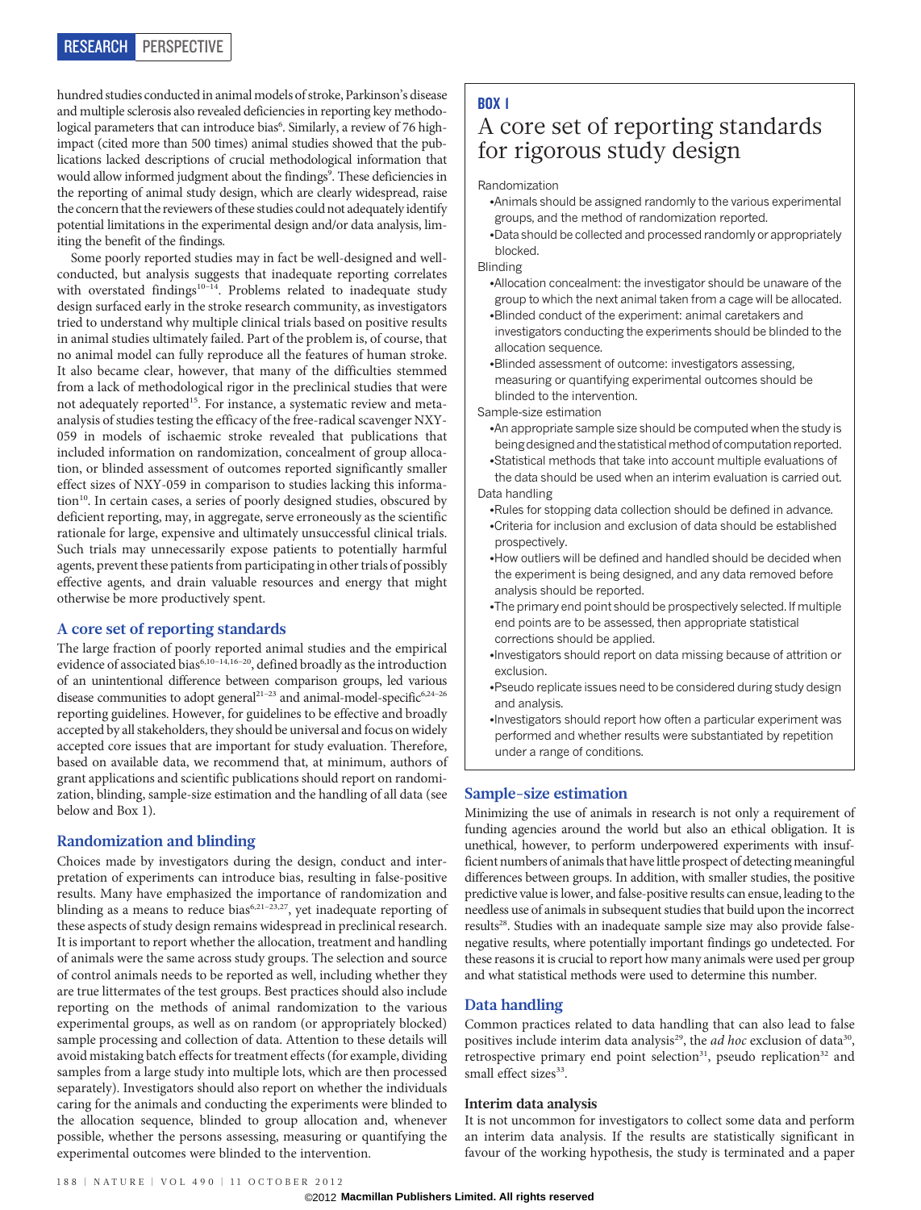hundred studies conducted in animal models of stroke, Parkinson's disease and multiple sclerosis also revealed deficiencies in reporting key methodological parameters that can introduce bias[6]. Similarly, a review of 76 high-impact (cited more than 500 times) animal studies showed that the publications lacked descriptions of crucial methodological information that would allow informed judgment about the findings[9]. These deficiencies in the reporting of animal study design, which are clearly widespread, raise the concern that the reviewers of these studies could not adequately identify potential limitations in the experimental design and/or data analysis, limiting the benefit of the findings.

Some poorly reported studies may in fact be well-designed and well-conducted, but analysis suggests that inadequate reporting correlates with overstated findings[10–14]. Problems related to inadequate study design surfaced early in the stroke research community, as investigators tried to understand why multiple clinical trials based on positive results in animal studies ultimately failed. Part of the problem is, of course, that no animal model can fully reproduce all the features of human stroke. It also became clear, however, that many of the difficulties stemmed from a lack of methodological rigor in the preclinical studies that were not adequately reported[15]. For instance, a systematic review and meta-analysis of studies testing the efficacy of the free-radical scavenger NXY-059 in models of ischaemic stroke revealed that publications that included information on randomization, concealment of group allocation, or blinded assessment of outcomes reported significantly smaller effect sizes of NXY-059 in comparison to studies lacking this information[10]. In certain cases, a series of poorly designed studies, obscured by deficient reporting, may, in aggregate, serve erroneously as the scientific rationale for large, expensive and ultimately unsuccessful clinical trials. Such trials may unnecessarily expose patients to potentially harmful agents, prevent these patients from participating in other trials of possibly effective agents, and drain valuable resources and energy that might otherwise be more productively spent.

## A core set of reporting standards

The large fraction of poorly reported animal studies and the empirical evidence of associated bias[6,10–14,16–20], defined broadly as the introduction of an unintentional difference between comparison groups, led various disease communities to adopt general[21–23] and animal-model-specific[6,24–26] reporting guidelines. However, for guidelines to be effective and broadly accepted by all stakeholders, they should be universal and focus on widely accepted core issues that are important for study evaluation. Therefore, based on available data, we recommend that, at minimum, authors of grant applications and scientific publications should report on randomization, blinding, sample-size estimation and the handling of all data (see below and Box 1).

## Randomization and blinding

Choices made by investigators during the design, conduct and interpretation of experiments can introduce bias, resulting in false-positive results. Many have emphasized the importance of randomization and blinding as a means to reduce bias[6,21–23,27], yet inadequate reporting of these aspects of study design remains widespread in preclinical research. It is important to report whether the allocation, treatment and handling of animals were the same across study groups. The selection and source of control animals needs to be reported as well, including whether they are true littermates of the test groups. Best practices should also include reporting on the methods of animal randomization to the various experimental groups, as well as on random (or appropriately blocked) sample processing and collection of data. Attention to these details will avoid mistaking batch effects for treatment effects (for example, dividing samples from a large study into multiple lots, which are then processed separately). Investigators should also report on whether the individuals caring for the animals and conducting the experiments were blinded to the allocation sequence, blinded to group allocation and, whenever possible, whether the persons assessing, measuring or quantifying the experimental outcomes were blinded to the intervention.

> **BOX 1**
>
> ### A core set of reporting standards for rigorous study design
>
> Randomization
> - Animals should be assigned randomly to the various experimental groups, and the method of randomization reported.
> - Data should be collected and processed randomly or appropriately blocked.
>
> Blinding
> - Allocation concealment: the investigator should be unaware of the group to which the next animal taken from a cage will be allocated.
> - Blinded conduct of the experiment: animal caretakers and investigators conducting the experiments should be blinded to the allocation sequence.
> - Blinded assessment of outcome: investigators assessing, measuring or quantifying experimental outcomes should be blinded to the intervention.
>
> Sample-size estimation
> - An appropriate sample size should be computed when the study is being designed and the statistical method of computation reported.
> - Statistical methods that take into account multiple evaluations of the data should be used when an interim evaluation is carried out.
>
> Data handling
> - Rules for stopping data collection should be defined in advance.
> - Criteria for inclusion and exclusion of data should be established prospectively.
> - How outliers will be defined and handled should be decided when the experiment is being designed, and any data removed before analysis should be reported.
> - The primary end point should be prospectively selected. If multiple end points are to be assessed, then appropriate statistical corrections should be applied.
> - Investigators should report on data missing because of attrition or exclusion.
> - Pseudo replicate issues need to be considered during study design and analysis.
> - Investigators should report how often a particular experiment was performed and whether results were substantiated by repetition under a range of conditions.

## Sample-size estimation

Minimizing the use of animals in research is not only a requirement of funding agencies around the world but also an ethical obligation. It is unethical, however, to perform underpowered experiments with insufficient numbers of animals that have little prospect of detecting meaningful differences between groups. In addition, with smaller studies, the positive predictive value is lower, and false-positive results can ensue, leading to the needless use of animals in subsequent studies that build upon the incorrect results[28]. Studies with an inadequate sample size may also provide false-negative results, where potentially important findings go undetected. For these reasons it is crucial to report how many animals were used per group and what statistical methods were used to determine this number.

## Data handling

Common practices related to data handling that can also lead to false positives include interim data analysis[29], the *ad hoc* exclusion of data[30], retrospective primary end point selection[31], pseudo replication[32] and small effect sizes[33].

### Interim data analysis

It is not uncommon for investigators to collect some data and perform an interim data analysis. If the results are statistically significant in favour of the working hypothesis, the study is terminated and a paper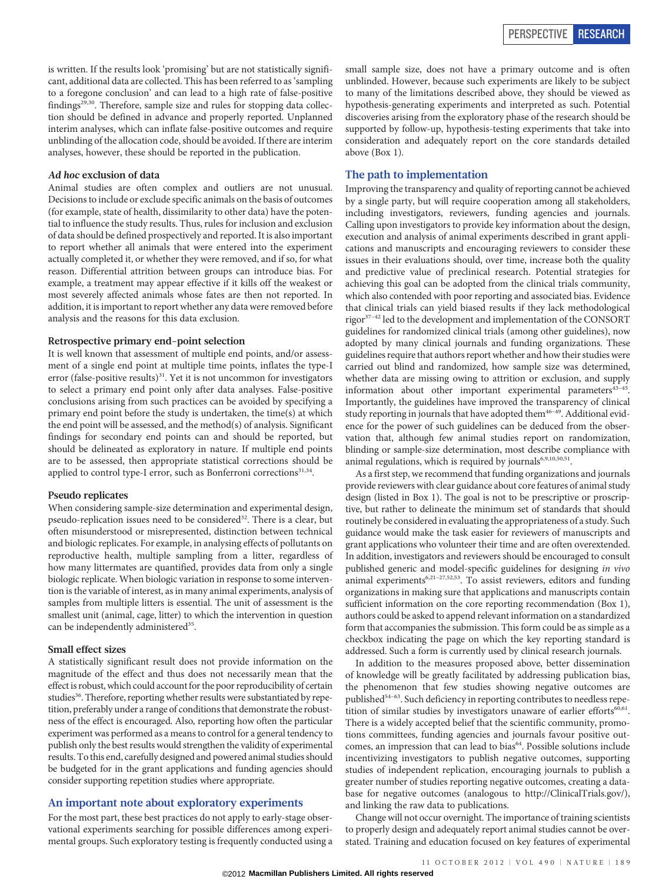is written. If the results look 'promising' but are not statistically significant, additional data are collected. This has been referred to as 'sampling to a foregone conclusion' and can lead to a high rate of false-positive findings[29,30]. Therefore, sample size and rules for stopping data collection should be defined in advance and properly reported. Unplanned interim analyses, which can inflate false-positive outcomes and require unblinding of the allocation code, should be avoided. If there are interim analyses, however, these should be reported in the publication.

### *Ad hoc* exclusion of data

Animal studies are often complex and outliers are not unusual. Decisions to include or exclude specific animals on the basis of outcomes (for example, state of health, dissimilarity to other data) have the potential to influence the study results. Thus, rules for inclusion and exclusion of data should be defined prospectively and reported. It is also important to report whether all animals that were entered into the experiment actually completed it, or whether they were removed, and if so, for what reason. Differential attrition between groups can introduce bias. For example, a treatment may appear effective if it kills off the weakest or most severely affected animals whose fates are then not reported. In addition, it is important to report whether any data were removed before analysis and the reasons for this data exclusion.

### Retrospective primary end-point selection

It is well known that assessment of multiple end points, and/or assessment of a single end point at multiple time points, inflates the type-I error (false-positive results)[31]. Yet it is not uncommon for investigators to select a primary end point only after data analyses. False-positive conclusions arising from such practices can be avoided by specifying a primary end point before the study is undertaken, the time(s) at which the end point will be assessed, and the method(s) of analysis. Significant findings for secondary end points can and should be reported, but should be delineated as exploratory in nature. If multiple end points are to be assessed, then appropriate statistical corrections should be applied to control type-I error, such as Bonferroni corrections[31,34].

### Pseudo replicates

When considering sample-size determination and experimental design, pseudo-replication issues need to be considered[32]. There is a clear, but often misunderstood or misrepresented, distinction between technical and biologic replicates. For example, in analysing effects of pollutants on reproductive health, multiple sampling from a litter, regardless of how many littermates are quantified, provides data from only a single biologic replicate. When biologic variation in response to some intervention is the variable of interest, as in many animal experiments, analysis of samples from multiple litters is essential. The unit of assessment is the smallest unit (animal, cage, litter) to which the intervention in question can be independently administered[35].

### Small effect sizes

A statistically significant result does not provide information on the magnitude of the effect and thus does not necessarily mean that the effect is robust, which could account for the poor reproducibility of certain studies[36]. Therefore, reporting whether results were substantiated by repetition, preferably under a range of conditions that demonstrate the robustness of the effect is encouraged. Also, reporting how often the particular experiment was performed as a means to control for a general tendency to publish only the best results would strengthen the validity of experimental results. To this end, carefully designed and powered animal studies should be budgeted for in the grant applications and funding agencies should consider supporting repetition studies where appropriate.

## An important note about exploratory experiments

For the most part, these best practices do not apply to early-stage observational experiments searching for possible differences among experimental groups. Such exploratory testing is frequently conducted using a small sample size, does not have a primary outcome and is often unblinded. However, because such experiments are likely to be subject to many of the limitations described above, they should be viewed as hypothesis-generating experiments and interpreted as such. Potential discoveries arising from the exploratory phase of the research should be supported by follow-up, hypothesis-testing experiments that take into consideration and adequately report on the core standards detailed above (Box 1).

## The path to implementation

Improving the transparency and quality of reporting cannot be achieved by a single party, but will require cooperation among all stakeholders, including investigators, reviewers, funding agencies and journals. Calling upon investigators to provide key information about the design, execution and analysis of animal experiments described in grant applications and manuscripts and encouraging reviewers to consider these issues in their evaluations should, over time, increase both the quality and predictive value of preclinical research. Potential strategies for achieving this goal can be adopted from the clinical trials community, which also contended with poor reporting and associated bias. Evidence that clinical trials can yield biased results if they lack methodological rigor[37–42] led to the development and implementation of the CONSORT guidelines for randomized clinical trials (among other guidelines), now adopted by many clinical journals and funding organizations. These guidelines require that authors report whether and how their studies were carried out blind and randomized, how sample size was determined, whether data are missing owing to attrition or exclusion, and supply information about other important experimental parameters[43–45]. Importantly, the guidelines have improved the transparency of clinical study reporting in journals that have adopted them[46–49]. Additional evidence for the power of such guidelines can be deduced from the observation that, although few animal studies report on randomization, blinding or sample-size determination, most describe compliance with animal regulations, which is required by journals[6,9,10,50,51].

As a first step, we recommend that funding organizations and journals provide reviewers with clear guidance about core features of animal study design (listed in Box 1). The goal is not to be prescriptive or proscriptive, but rather to delineate the minimum set of standards that should routinely be considered in evaluating the appropriateness of a study. Such guidance would make the task easier for reviewers of manuscripts and grant applications who volunteer their time and are often overextended. In addition, investigators and reviewers should be encouraged to consult published generic and model-specific guidelines for designing *in vivo* animal experiments[6,21–27,52,53]. To assist reviewers, editors and funding organizations in making sure that applications and manuscripts contain sufficient information on the core reporting recommendation (Box 1), authors could be asked to append relevant information on a standardized form that accompanies the submission. This form could be as simple as a checkbox indicating the page on which the key reporting standard is addressed. Such a form is currently used by clinical research journals.

In addition to the measures proposed above, better dissemination of knowledge will be greatly facilitated by addressing publication bias, the phenomenon that few studies showing negative outcomes are published[54–63]. Such deficiency in reporting contributes to needless repetition of similar studies by investigators unaware of earlier efforts[60,61]. There is a widely accepted belief that the scientific community, promotions committees, funding agencies and journals favour positive outcomes, an impression that can lead to bias[64]. Possible solutions include incentivizing investigators to publish negative outcomes, supporting studies of independent replication, encouraging journals to publish a greater number of studies reporting negative outcomes, creating a database for negative outcomes (analogous to http://ClinicalTrials.gov/), and linking the raw data to publications.

Change will not occur overnight. The importance of training scientists to properly design and adequately report animal studies cannot be overstated. Training and education focused on key features of experimental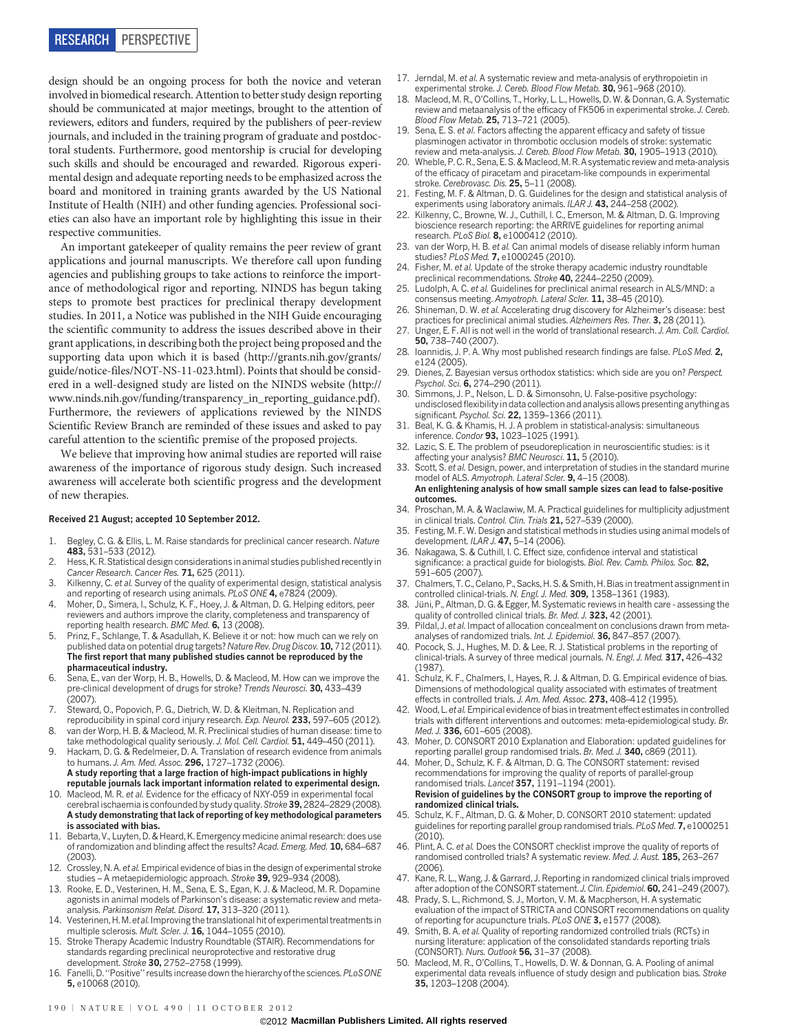design should be an ongoing process for both the novice and veteran involved in biomedical research. Attention to better study design reporting should be communicated at major meetings, brought to the attention of reviewers, editors and funders, required by the publishers of peer-review journals, and included in the training program of graduate and postdoctoral students. Furthermore, good mentorship is crucial for developing such skills and should be encouraged and rewarded. Rigorous experimental design and adequate reporting needs to be emphasized across the board and monitored in training grants awarded by the US National Institute of Health (NIH) and other funding agencies. Professional societies can also have an important role by highlighting this issue in their respective communities.

An important gatekeeper of quality remains the peer review of grant applications and journal manuscripts. We therefore call upon funding agencies and publishing groups to take actions to reinforce the importance of methodological rigor and reporting. NINDS has begun taking steps to promote best practices for preclinical therapy development studies. In 2011, a Notice was published in the NIH Guide encouraging the scientific community to address the issues described above in their grant applications, in describing both the project being proposed and the supporting data upon which it is based (http://grants.nih.gov/grants/guide/notice-files/NOT-NS-11-023.html). Points that should be considered in a well-designed study are listed on the NINDS website (http://www.ninds.nih.gov/funding/transparency_in_reporting_guidance.pdf). Furthermore, the reviewers of applications reviewed by the NINDS Scientific Review Branch are reminded of these issues and asked to pay careful attention to the scientific premise of the proposed projects.

We believe that improving how animal studies are reported will raise awareness of the importance of rigorous study design. Such increased awareness will accelerate both scientific progress and the development of new therapies.

**Received 21 August; accepted 10 September 2012.**

1. Begley, C. G. & Ellis, L. M. Raise standards for preclinical cancer research. *Nature* **483,** 531–533 (2012).
2. Hess, K. R. Statistical design considerations in animal studies published recently in *Cancer Research*. *Cancer Res.* **71,** 625 (2011).
3. Kilkenny, C. *et al.* Survey of the quality of experimental design, statistical analysis and reporting of research using animals. *PLoS ONE* **4,** e7824 (2009).
4. Moher, D., Simera, I., Schulz, K. F., Hoey, J. & Altman, D. G. Helping editors, peer reviewers and authors improve the clarity, completeness and transparency of reporting health research. *BMC Med.* **6,** 13 (2008).
5. Prinz, F., Schlange, T. & Asadullah, K. Believe it or not: how much can we rely on published data on potential drug targets? *Nature Rev. Drug Discov.* **10,** 712 (2011). **The first report that many published studies cannot be reproduced by the pharmaceutical industry.**
6. Sena, E., van der Worp, H. B., Howells, D. & Macleod, M. How can we improve the pre-clinical development of drugs for stroke? *Trends Neurosci.* **30,** 433–439 (2007).
7. Steward, O., Popovich, P. G., Dietrich, W. D. & Kleitman, N. Replication and reproducibility in spinal cord injury research. *Exp. Neurol.* **233,** 597–605 (2012).
8. van der Worp, H. B. & Macleod, M. R. Preclinical studies of human disease: time to take methodological quality seriously. *J. Mol. Cell. Cardiol.* **51,** 449–450 (2011).
9. Hackam, D. G. & Redelmeier, D. A. Translation of research evidence from animals to humans. *J. Am. Med. Assoc.* **296,** 1727–1732 (2006). **A study reporting that a large fraction of high-impact publications in highly reputable journals lack important information related to experimental design.**
10. Macleod, M. R. *et al.* Evidence for the efficacy of NXY-059 in experimental focal cerebral ischaemia is confounded by study quality. *Stroke* **39,** 2824–2829 (2008). **A study demonstrating that lack of reporting of key methodological parameters is associated with bias.**
11. Bebarta, V., Luyten, D. & Heard, K. Emergency medicine animal research: does use of randomization and blinding affect the results? *Acad. Emerg. Med.* **10,** 684–687 (2003).
12. Crossley, N. A. *et al.* Empirical evidence of bias in the design of experimental stroke studies – A metaepidemiologic approach. *Stroke* **39,** 929–934 (2008).
13. Rooke, E. D., Vesterinen, H. M., Sena, E. S., Egan, K. J. & Macleod, M. R. Dopamine agonists in animal models of Parkinson's disease: a systematic review and meta-analysis. *Parkinsonism Relat. Disord.* **17,** 313–320 (2011).
14. Vesterinen, H. M. *et al.* Improving the translational hit of experimental treatments in multiple sclerosis. *Mult. Scler. J.* **16,** 1044–1055 (2010).
15. Stroke Therapy Academic Industry Roundtable (STAIR). Recommendations for standards regarding preclinical neuroprotective and restorative drug development. *Stroke* **30,** 2752–2758 (1999).
16. Fanelli, D. "Positive" results increase down the hierarchy of the sciences. *PLoS ONE* **5,** e10068 (2010).
17. Jerndal, M. *et al.* A systematic review and meta-analysis of erythropoietin in experimental stroke. *J. Cereb. Blood Flow Metab.* **30,** 961–968 (2010).
18. Macleod, M. R., O'Collins, T., Horky, L. L., Howells, D. W. & Donnan, G. A. Systematic review and metaanalysis of the efficacy of FK506 in experimental stroke. *J. Cereb. Blood Flow Metab.* **25,** 713–721 (2005).
19. Sena, E. S. *et al.* Factors affecting the apparent efficacy and safety of tissue plasminogen activator in thrombotic occlusion models of stroke: systematic review and meta-analysis. *J. Cereb. Blood Flow Metab.* **30,** 1905–1913 (2010).
20. Wheble, P. C. R., Sena, E. S. & Macleod, M. R. A systematic review and meta-analysis of the efficacy of piracetam and piracetam-like compounds in experimental stroke. *Cerebrovasc. Dis.* **25,** 5–11 (2008).
21. Festing, M. F. & Altman, D. G. Guidelines for the design and statistical analysis of experiments using laboratory animals. *ILAR J.* **43,** 244–258 (2002).
22. Kilkenny, C., Browne, W. J., Cuthill, I. C., Emerson, M. & Altman, D. G. Improving bioscience research reporting: the ARRIVE guidelines for reporting animal research. *PLoS Biol.* **8,** e1000412 (2010).
23. van der Worp, H. B. *et al.* Can animal models of disease reliably inform human studies? *PLoS Med.* **7,** e1000245 (2010).
24. Fisher, M. *et al.* Update of the stroke therapy academic industry roundtable preclinical recommendations. *Stroke* **40,** 2244–2250 (2009).
25. Ludolph, A. C. *et al.* Guidelines for preclinical animal research in ALS/MND: a consensus meeting. *Amyotroph. Lateral Scler.* **11,** 38–45 (2010).
26. Shineman, D. W. *et al.* Accelerating drug discovery for Alzheimer's disease: best practices for preclinical animal studies. *Alzheimers Res. Ther.* **3,** 28 (2011).
27. Unger, E. F. All is not well in the world of translational research. *J. Am. Coll. Cardiol.* **50,** 738–740 (2007).
28. Ioannidis, J. P. A. Why most published research findings are false. *PLoS Med.* **2,** e124 (2005).
29. Dienes, Z. Bayesian versus orthodox statistics: which side are you on? *Perspect. Psychol. Sci.* **6,** 274–290 (2011).
30. Simmons, J. P., Nelson, L. D. & Simonsohn, U. False-positive psychology: undisclosed flexibility in data collection and analysis allows presenting anything as significant. *Psychol. Sci.* **22,** 1359–1366 (2011).
31. Beal, K. G. & Khamis, H. J. A problem in statistical-analysis: simultaneous inference. *Condor* **93,** 1023–1025 (1991).
32. Lazic, S. E. The problem of pseudoreplication in neuroscientific studies: is it affecting your analysis? *BMC Neurosci.* **11,** 5 (2010).
33. Scott, S. *et al.* Design, power, and interpretation of studies in the standard murine model of ALS. *Amyotroph. Lateral Scler.* **9,** 4–15 (2008). **An enlightening analysis of how small sample sizes can lead to false-positive outcomes.**
34. Proschan, M. A. & Waclawiw, M. A. Practical guidelines for multiplicity adjustment in clinical trials. *Control. Clin. Trials* **21,** 527–539 (2000).
35. Festing, M. F. W. Design and statistical methods in studies using animal models of development. *ILAR J.* **47,** 5–14 (2006).
36. Nakagawa, S. & Cuthill, I. C. Effect size, confidence interval and statistical significance: a practical guide for biologists. *Biol. Rev. Camb. Philos. Soc.* **82,** 591–605 (2007).
37. Chalmers, T. C., Celano, P., Sacks, H. S. & Smith, H. Bias in treatment assignment in controlled clinical-trials. *N. Engl. J. Med.* **309,** 1358–1361 (1983).
38. Jüni, P., Altman, D. G. & Egger, M. Systematic reviews in health care - assessing the quality of controlled clinical trials. *Br. Med. J.* **323,** 42 (2001).
39. Pildal, J. *et al.* Impact of allocation concealment on conclusions drawn from meta-analyses of randomized trials. *Int. J. Epidemiol.* **36,** 847–857 (2007).
40. Pocock, S. J., Hughes, M. D. & Lee, R. J. Statistical problems in the reporting of clinical-trials. A survey of three medical journals. *N. Engl. J. Med.* **317,** 426–432 (1987).
41. Schulz, K. F., Chalmers, I., Hayes, R. J. & Altman, D. G. Empirical evidence of bias. Dimensions of methodological quality associated with estimates of treatment effects in controlled trials. *J. Am. Med. Assoc.* **273,** 408–412 (1995).
42. Wood, L. *et al.* Empirical evidence of bias in treatment effect estimates in controlled trials with different interventions and outcomes: meta-epidemiological study. *Br. Med. J.* **336,** 601–605 (2008).
43. Moher, D. CONSORT 2010 Explanation and Elaboration: updated guidelines for reporting parallel group randomised trials. *Br. Med. J.* **340,** c869 (2011).
44. Moher, D., Schulz, K. F. & Altman, D. G. The CONSORT statement: revised recommendations for improving the quality of reports of parallel-group randomised trials. *Lancet* **357,** 1191–1194 (2001). **Revision of guidelines by the CONSORT group to improve the reporting of randomized clinical trials.**
45. Schulz, K. F., Altman, D. G. & Moher, D. CONSORT 2010 statement: updated guidelines for reporting parallel group randomised trials. *PLoS Med.* **7,** e1000251 (2010).
46. Plint, A. C. *et al.* Does the CONSORT checklist improve the quality of reports of randomised controlled trials? A systematic review. *Med. J. Aust.* **185,** 263–267 (2006).
47. Kane, R. L., Wang, J. & Garrard, J. Reporting in randomized clinical trials improved after adoption of the CONSORT statement. *J. Clin. Epidemiol.* **60,** 241–249 (2007).
48. Prady, S. L., Richmond, S. J., Morton, V. M. & Macpherson, H. A systematic evaluation of the impact of STRICTA and CONSORT recommendations on quality of reporting for acupuncture trials. *PLoS ONE* **3,** e1577 (2008).
49. Smith, B. A. *et al.* Quality of reporting randomized controlled trials (RCTs) in nursing literature: application of the consolidated standards reporting trials (CONSORT). *Nurs. Outlook* **56,** 31–37 (2008).
50. Macleod, M. R., O'Collins, T., Howells, D. W. & Donnan, G. A. Pooling of animal experimental data reveals influence of study design and publication bias. *Stroke* **35,** 1203–1208 (2004).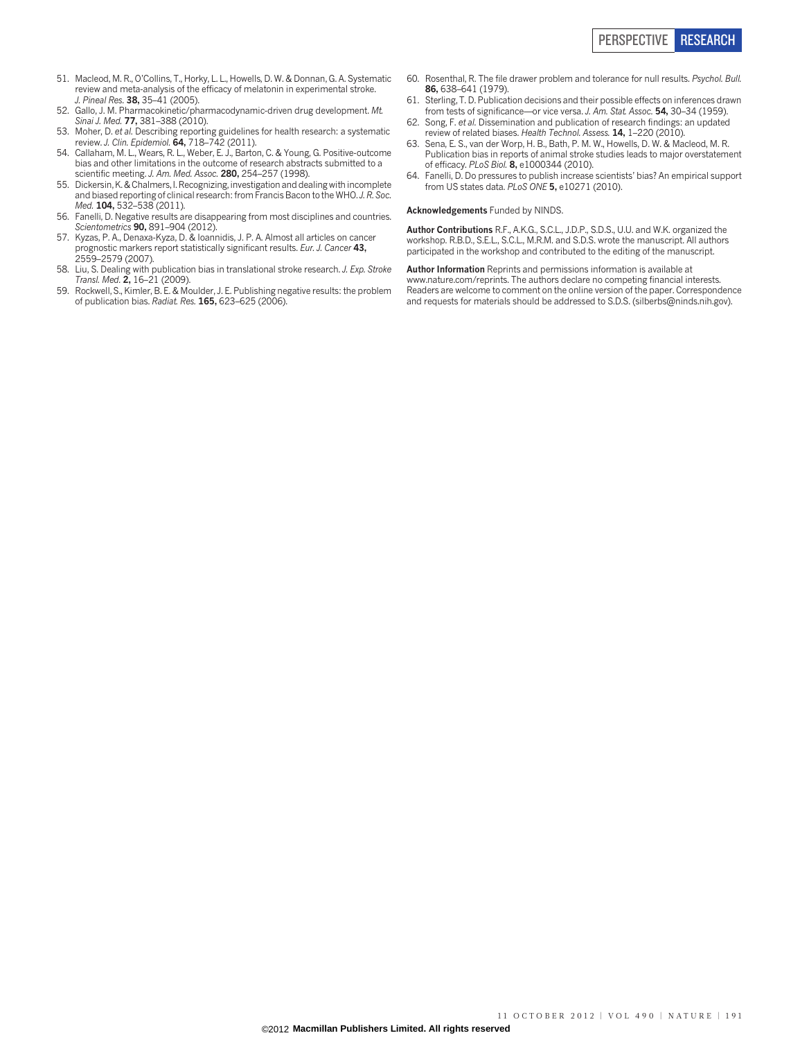51. Macleod, M. R., O'Collins, T., Horky, L. L., Howells, D. W. & Donnan, G. A. Systematic review and meta-analysis of the efficacy of melatonin in experimental stroke. *J. Pineal Res.* **38,** 35–41 (2005).
52. Gallo, J. M. Pharmacokinetic/pharmacodynamic-driven drug development. *Mt. Sinai J. Med.* **77,** 381–388 (2010).
53. Moher, D. *et al.* Describing reporting guidelines for health research: a systematic review. *J. Clin. Epidemiol.* **64,** 718–742 (2011).
54. Callaham, M. L., Wears, R. L., Weber, E. J., Barton, C. & Young, G. Positive-outcome bias and other limitations in the outcome of research abstracts submitted to a scientific meeting. *J. Am. Med. Assoc.* **280,** 254–257 (1998).
55. Dickersin, K. & Chalmers, I. Recognizing, investigation and dealing with incomplete and biased reporting of clinical research: from Francis Bacon to the WHO. *J. R. Soc. Med.* **104,** 532–538 (2011).
56. Fanelli, D. Negative results are disappearing from most disciplines and countries. *Scientometrics* **90,** 891–904 (2012).
57. Kyzas, P. A., Denaxa-Kyza, D. & Ioannidis, J. P. A. Almost all articles on cancer prognostic markers report statistically significant results. *Eur. J. Cancer* **43,** 2559–2579 (2007).
58. Liu, S. Dealing with publication bias in translational stroke research. *J. Exp. Stroke Transl. Med.* **2,** 16–21 (2009).
59. Rockwell, S., Kimler, B. E. & Moulder, J. E. Publishing negative results: the problem of publication bias. *Radiat. Res.* **165,** 623–625 (2006).
60. Rosenthal, R. The file drawer problem and tolerance for null results. *Psychol. Bull.* **86,** 638–641 (1979).
61. Sterling, T. D. Publication decisions and their possible effects on inferences drawn from tests of significance—or vice versa. *J. Am. Stat. Assoc.* **54,** 30–34 (1959).
62. Song, F. *et al.* Dissemination and publication of research findings: an updated review of related biases. *Health Technol. Assess.* **14,** 1–220 (2010).
63. Sena, E. S., van der Worp, H. B., Bath, P. M. W., Howells, D. W. & Macleod, M. R. Publication bias in reports of animal stroke studies leads to major overstatement of efficacy. *PLoS Biol.* **8,** e1000344 (2010).
64. Fanelli, D. Do pressures to publish increase scientists' bias? An empirical support from US states data. *PLoS ONE* **5,** e10271 (2010).

**Acknowledgements** Funded by NINDS.

**Author Contributions** R.F., A.K.G., S.C.L., J.D.P., S.D.S., U.U. and W.K. organized the workshop. R.B.D., S.E.L., S.C.L., M.R.M. and S.D.S. wrote the manuscript. All authors participated in the workshop and contributed to the editing of the manuscript.

**Author Information** Reprints and permissions information is available at www.nature.com/reprints. The authors declare no competing financial interests. Readers are welcome to comment on the online version of the paper. Correspondence and requests for materials should be addressed to S.D.S. (silberbs@ninds.nih.gov).